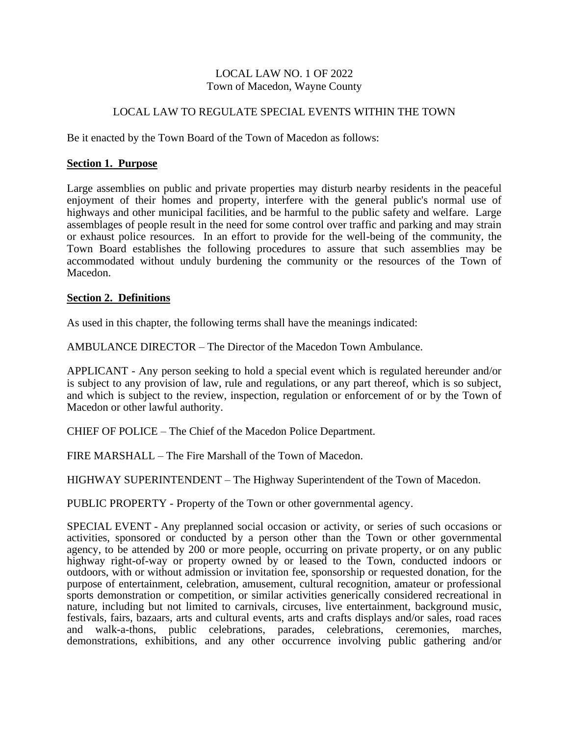LOCAL LAW NO. 1 OF 2022
Town of Macedon, Wayne County

LOCAL LAW TO REGULATE SPECIAL EVENTS WITHIN THE TOWN

Be it enacted by the Town Board of the Town of Macedon as follows:

## Section 1. Purpose

Large assemblies on public and private properties may disturb nearby residents in the peaceful enjoyment of their homes and property, interfere with the general public's normal use of highways and other municipal facilities, and be harmful to the public safety and welfare. Large assemblages of people result in the need for some control over traffic and parking and may strain or exhaust police resources. In an effort to provide for the well-being of the community, the Town Board establishes the following procedures to assure that such assemblies may be accommodated without unduly burdening the community or the resources of the Town of Macedon.

## Section 2. Definitions

As used in this chapter, the following terms shall have the meanings indicated:

AMBULANCE DIRECTOR – The Director of the Macedon Town Ambulance.

APPLICANT - Any person seeking to hold a special event which is regulated hereunder and/or is subject to any provision of law, rule and regulations, or any part thereof, which is so subject, and which is subject to the review, inspection, regulation or enforcement of or by the Town of Macedon or other lawful authority.

CHIEF OF POLICE – The Chief of the Macedon Police Department.

FIRE MARSHALL – The Fire Marshall of the Town of Macedon.

HIGHWAY SUPERINTENDENT – The Highway Superintendent of the Town of Macedon.

PUBLIC PROPERTY - Property of the Town or other governmental agency.

SPECIAL EVENT - Any preplanned social occasion or activity, or series of such occasions or activities, sponsored or conducted by a person other than the Town or other governmental agency, to be attended by 200 or more people, occurring on private property, or on any public highway right-of-way or property owned by or leased to the Town, conducted indoors or outdoors, with or without admission or invitation fee, sponsorship or requested donation, for the purpose of entertainment, celebration, amusement, cultural recognition, amateur or professional sports demonstration or competition, or similar activities generically considered recreational in nature, including but not limited to carnivals, circuses, live entertainment, background music, festivals, fairs, bazaars, arts and cultural events, arts and crafts displays and/or sales, road races and walk-a-thons, public celebrations, parades, celebrations, ceremonies, marches, demonstrations, exhibitions, and any other occurrence involving public gathering and/or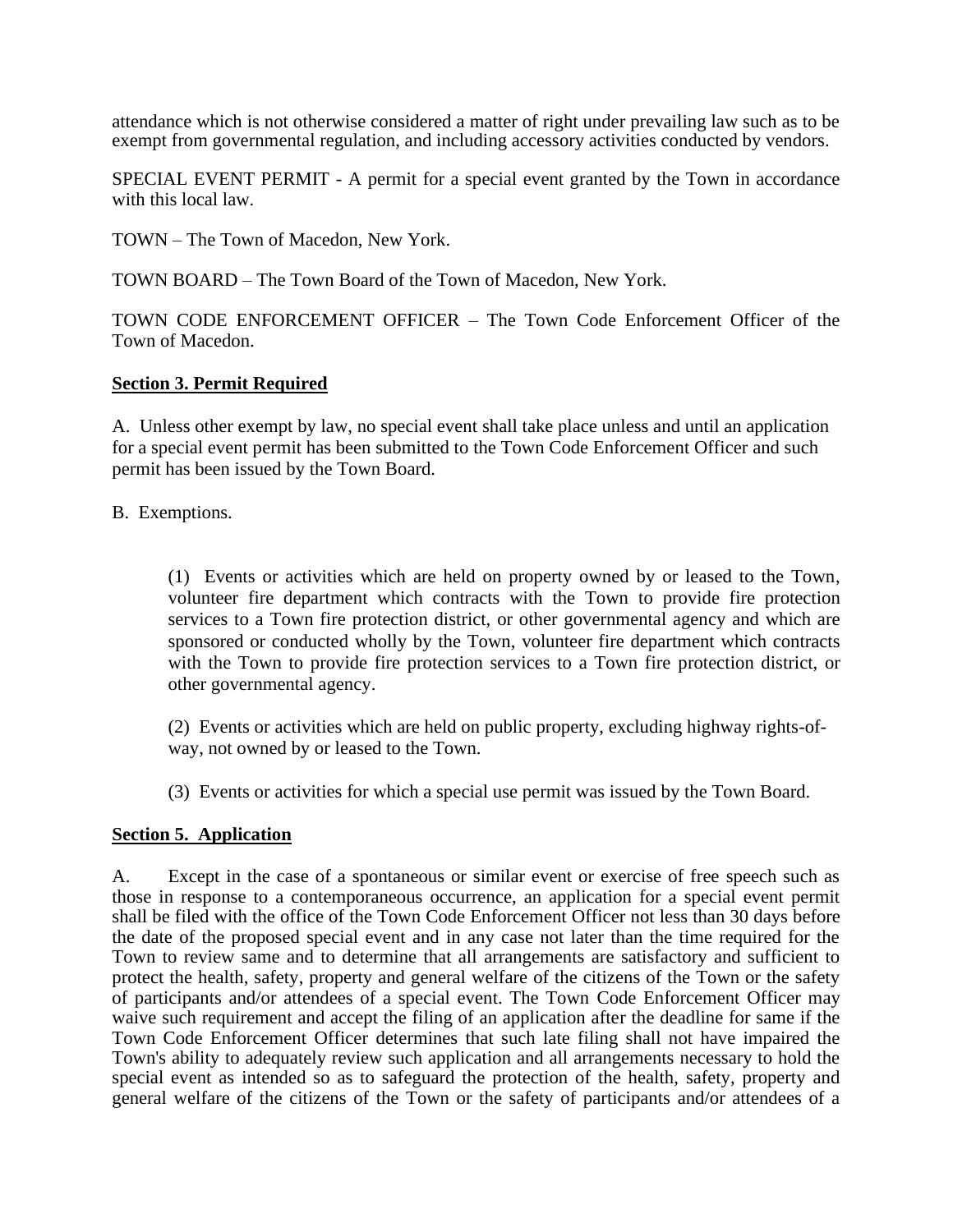attendance which is not otherwise considered a matter of right under prevailing law such as to be exempt from governmental regulation, and including accessory activities conducted by vendors.

SPECIAL EVENT PERMIT - A permit for a special event granted by the Town in accordance with this local law.

TOWN – The Town of Macedon, New York.

TOWN BOARD – The Town Board of the Town of Macedon, New York.

TOWN CODE ENFORCEMENT OFFICER – The Town Code Enforcement Officer of the Town of Macedon.

**Section 3. Permit Required**

A. Unless other exempt by law, no special event shall take place unless and until an application for a special event permit has been submitted to the Town Code Enforcement Officer and such permit has been issued by the Town Board.

B. Exemptions.

> (1) Events or activities which are held on property owned by or leased to the Town, volunteer fire department which contracts with the Town to provide fire protection services to a Town fire protection district, or other governmental agency and which are sponsored or conducted wholly by the Town, volunteer fire department which contracts with the Town to provide fire protection services to a Town fire protection district, or other governmental agency.
>
> (2) Events or activities which are held on public property, excluding highway rights-of-way, not owned by or leased to the Town.
>
> (3) Events or activities for which a special use permit was issued by the Town Board.

**Section 5. Application**

A. Except in the case of a spontaneous or similar event or exercise of free speech such as those in response to a contemporaneous occurrence, an application for a special event permit shall be filed with the office of the Town Code Enforcement Officer not less than 30 days before the date of the proposed special event and in any case not later than the time required for the Town to review same and to determine that all arrangements are satisfactory and sufficient to protect the health, safety, property and general welfare of the citizens of the Town or the safety of participants and/or attendees of a special event. The Town Code Enforcement Officer may waive such requirement and accept the filing of an application after the deadline for same if the Town Code Enforcement Officer determines that such late filing shall not have impaired the Town's ability to adequately review such application and all arrangements necessary to hold the special event as intended so as to safeguard the protection of the health, safety, property and general welfare of the citizens of the Town or the safety of participants and/or attendees of a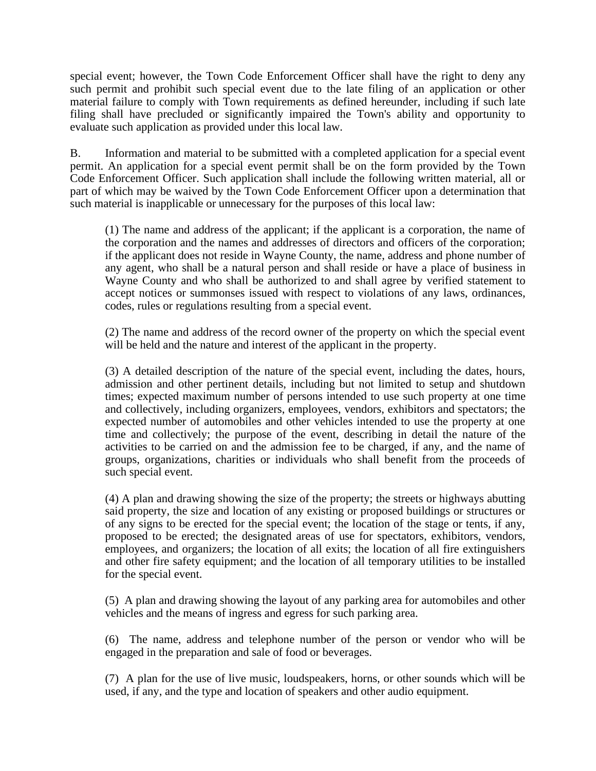special event; however, the Town Code Enforcement Officer shall have the right to deny any such permit and prohibit such special event due to the late filing of an application or other material failure to comply with Town requirements as defined hereunder, including if such late filing shall have precluded or significantly impaired the Town's ability and opportunity to evaluate such application as provided under this local law.

B. Information and material to be submitted with a completed application for a special event permit. An application for a special event permit shall be on the form provided by the Town Code Enforcement Officer. Such application shall include the following written material, all or part of which may be waived by the Town Code Enforcement Officer upon a determination that such material is inapplicable or unnecessary for the purposes of this local law:

(1) The name and address of the applicant; if the applicant is a corporation, the name of the corporation and the names and addresses of directors and officers of the corporation; if the applicant does not reside in Wayne County, the name, address and phone number of any agent, who shall be a natural person and shall reside or have a place of business in Wayne County and who shall be authorized to and shall agree by verified statement to accept notices or summonses issued with respect to violations of any laws, ordinances, codes, rules or regulations resulting from a special event.

(2) The name and address of the record owner of the property on which the special event will be held and the nature and interest of the applicant in the property.

(3) A detailed description of the nature of the special event, including the dates, hours, admission and other pertinent details, including but not limited to setup and shutdown times; expected maximum number of persons intended to use such property at one time and collectively, including organizers, employees, vendors, exhibitors and spectators; the expected number of automobiles and other vehicles intended to use the property at one time and collectively; the purpose of the event, describing in detail the nature of the activities to be carried on and the admission fee to be charged, if any, and the name of groups, organizations, charities or individuals who shall benefit from the proceeds of such special event.

(4) A plan and drawing showing the size of the property; the streets or highways abutting said property, the size and location of any existing or proposed buildings or structures or of any signs to be erected for the special event; the location of the stage or tents, if any, proposed to be erected; the designated areas of use for spectators, exhibitors, vendors, employees, and organizers; the location of all exits; the location of all fire extinguishers and other fire safety equipment; and the location of all temporary utilities to be installed for the special event.

(5) A plan and drawing showing the layout of any parking area for automobiles and other vehicles and the means of ingress and egress for such parking area.

(6) The name, address and telephone number of the person or vendor who will be engaged in the preparation and sale of food or beverages.

(7) A plan for the use of live music, loudspeakers, horns, or other sounds which will be used, if any, and the type and location of speakers and other audio equipment.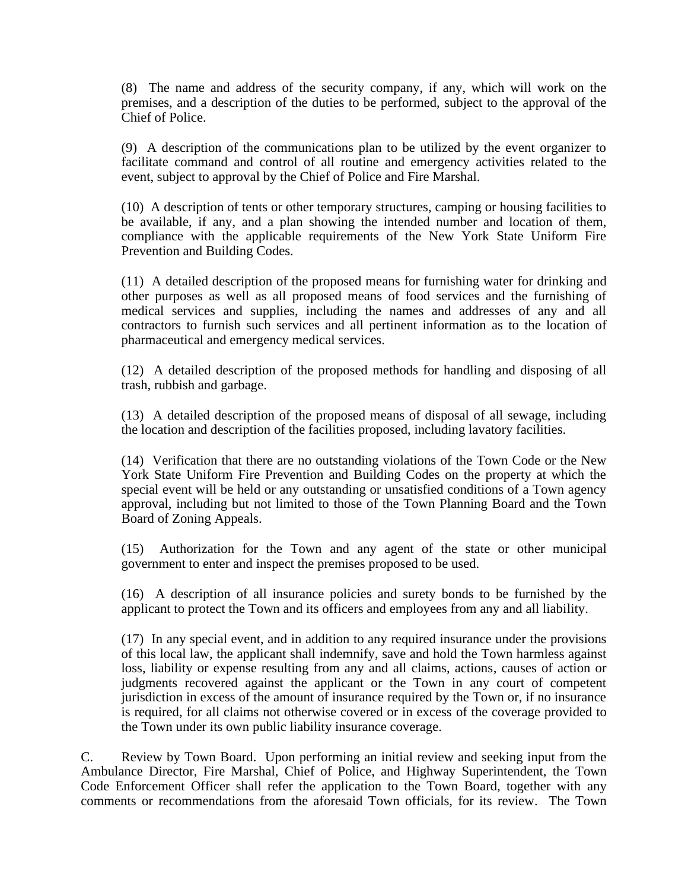(8) The name and address of the security company, if any, which will work on the premises, and a description of the duties to be performed, subject to the approval of the Chief of Police.

(9) A description of the communications plan to be utilized by the event organizer to facilitate command and control of all routine and emergency activities related to the event, subject to approval by the Chief of Police and Fire Marshal.

(10) A description of tents or other temporary structures, camping or housing facilities to be available, if any, and a plan showing the intended number and location of them, compliance with the applicable requirements of the New York State Uniform Fire Prevention and Building Codes.

(11) A detailed description of the proposed means for furnishing water for drinking and other purposes as well as all proposed means of food services and the furnishing of medical services and supplies, including the names and addresses of any and all contractors to furnish such services and all pertinent information as to the location of pharmaceutical and emergency medical services.

(12) A detailed description of the proposed methods for handling and disposing of all trash, rubbish and garbage.

(13) A detailed description of the proposed means of disposal of all sewage, including the location and description of the facilities proposed, including lavatory facilities.

(14) Verification that there are no outstanding violations of the Town Code or the New York State Uniform Fire Prevention and Building Codes on the property at which the special event will be held or any outstanding or unsatisfied conditions of a Town agency approval, including but not limited to those of the Town Planning Board and the Town Board of Zoning Appeals.

(15) Authorization for the Town and any agent of the state or other municipal government to enter and inspect the premises proposed to be used.

(16) A description of all insurance policies and surety bonds to be furnished by the applicant to protect the Town and its officers and employees from any and all liability.

(17) In any special event, and in addition to any required insurance under the provisions of this local law, the applicant shall indemnify, save and hold the Town harmless against loss, liability or expense resulting from any and all claims, actions, causes of action or judgments recovered against the applicant or the Town in any court of competent jurisdiction in excess of the amount of insurance required by the Town or, if no insurance is required, for all claims not otherwise covered or in excess of the coverage provided to the Town under its own public liability insurance coverage.

C. Review by Town Board. Upon performing an initial review and seeking input from the Ambulance Director, Fire Marshal, Chief of Police, and Highway Superintendent, the Town Code Enforcement Officer shall refer the application to the Town Board, together with any comments or recommendations from the aforesaid Town officials, for its review. The Town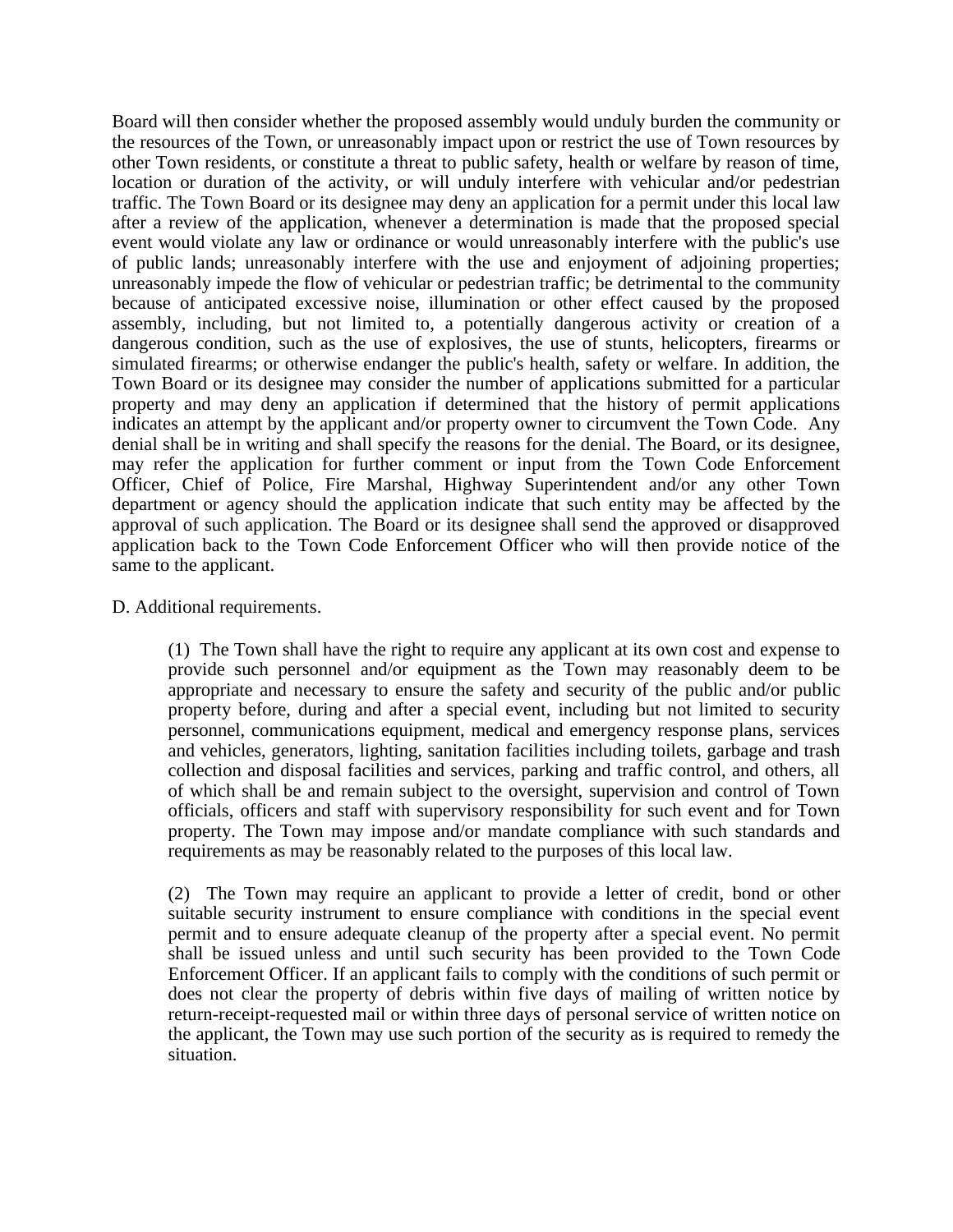Board will then consider whether the proposed assembly would unduly burden the community or the resources of the Town, or unreasonably impact upon or restrict the use of Town resources by other Town residents, or constitute a threat to public safety, health or welfare by reason of time, location or duration of the activity, or will unduly interfere with vehicular and/or pedestrian traffic. The Town Board or its designee may deny an application for a permit under this local law after a review of the application, whenever a determination is made that the proposed special event would violate any law or ordinance or would unreasonably interfere with the public's use of public lands; unreasonably interfere with the use and enjoyment of adjoining properties; unreasonably impede the flow of vehicular or pedestrian traffic; be detrimental to the community because of anticipated excessive noise, illumination or other effect caused by the proposed assembly, including, but not limited to, a potentially dangerous activity or creation of a dangerous condition, such as the use of explosives, the use of stunts, helicopters, firearms or simulated firearms; or otherwise endanger the public's health, safety or welfare. In addition, the Town Board or its designee may consider the number of applications submitted for a particular property and may deny an application if determined that the history of permit applications indicates an attempt by the applicant and/or property owner to circumvent the Town Code. Any denial shall be in writing and shall specify the reasons for the denial. The Board, or its designee, may refer the application for further comment or input from the Town Code Enforcement Officer, Chief of Police, Fire Marshal, Highway Superintendent and/or any other Town department or agency should the application indicate that such entity may be affected by the approval of such application. The Board or its designee shall send the approved or disapproved application back to the Town Code Enforcement Officer who will then provide notice of the same to the applicant.

D. Additional requirements.

(1) The Town shall have the right to require any applicant at its own cost and expense to provide such personnel and/or equipment as the Town may reasonably deem to be appropriate and necessary to ensure the safety and security of the public and/or public property before, during and after a special event, including but not limited to security personnel, communications equipment, medical and emergency response plans, services and vehicles, generators, lighting, sanitation facilities including toilets, garbage and trash collection and disposal facilities and services, parking and traffic control, and others, all of which shall be and remain subject to the oversight, supervision and control of Town officials, officers and staff with supervisory responsibility for such event and for Town property. The Town may impose and/or mandate compliance with such standards and requirements as may be reasonably related to the purposes of this local law.

(2) The Town may require an applicant to provide a letter of credit, bond or other suitable security instrument to ensure compliance with conditions in the special event permit and to ensure adequate cleanup of the property after a special event. No permit shall be issued unless and until such security has been provided to the Town Code Enforcement Officer. If an applicant fails to comply with the conditions of such permit or does not clear the property of debris within five days of mailing of written notice by return-receipt-requested mail or within three days of personal service of written notice on the applicant, the Town may use such portion of the security as is required to remedy the situation.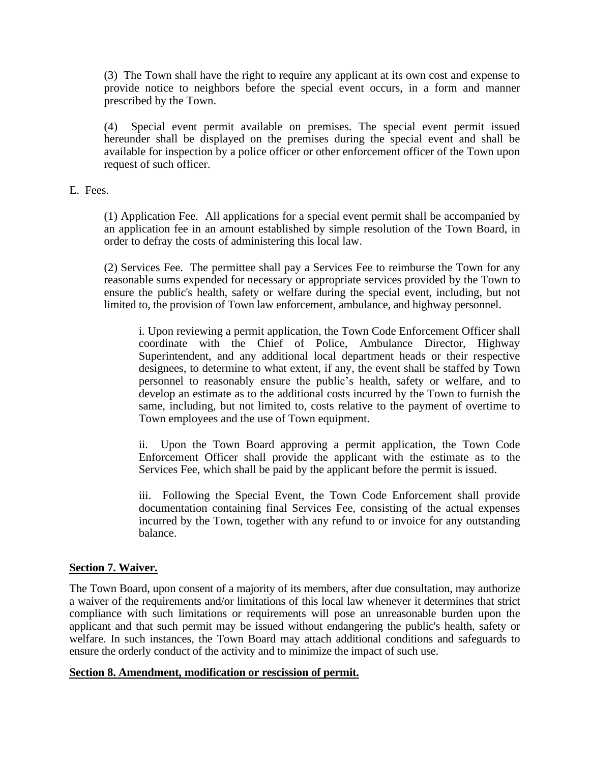(3) The Town shall have the right to require any applicant at its own cost and expense to provide notice to neighbors before the special event occurs, in a form and manner prescribed by the Town.

(4) Special event permit available on premises. The special event permit issued hereunder shall be displayed on the premises during the special event and shall be available for inspection by a police officer or other enforcement officer of the Town upon request of such officer.

E. Fees.

(1) Application Fee. All applications for a special event permit shall be accompanied by an application fee in an amount established by simple resolution of the Town Board, in order to defray the costs of administering this local law.

(2) Services Fee. The permittee shall pay a Services Fee to reimburse the Town for any reasonable sums expended for necessary or appropriate services provided by the Town to ensure the public's health, safety or welfare during the special event, including, but not limited to, the provision of Town law enforcement, ambulance, and highway personnel.

i. Upon reviewing a permit application, the Town Code Enforcement Officer shall coordinate with the Chief of Police, Ambulance Director, Highway Superintendent, and any additional local department heads or their respective designees, to determine to what extent, if any, the event shall be staffed by Town personnel to reasonably ensure the public's health, safety or welfare, and to develop an estimate as to the additional costs incurred by the Town to furnish the same, including, but not limited to, costs relative to the payment of overtime to Town employees and the use of Town equipment.

ii. Upon the Town Board approving a permit application, the Town Code Enforcement Officer shall provide the applicant with the estimate as to the Services Fee, which shall be paid by the applicant before the permit is issued.

iii. Following the Special Event, the Town Code Enforcement shall provide documentation containing final Services Fee, consisting of the actual expenses incurred by the Town, together with any refund to or invoice for any outstanding balance.

**Section 7. Waiver.**

The Town Board, upon consent of a majority of its members, after due consultation, may authorize a waiver of the requirements and/or limitations of this local law whenever it determines that strict compliance with such limitations or requirements will pose an unreasonable burden upon the applicant and that such permit may be issued without endangering the public's health, safety or welfare. In such instances, the Town Board may attach additional conditions and safeguards to ensure the orderly conduct of the activity and to minimize the impact of such use.

**Section 8. Amendment, modification or rescission of permit.**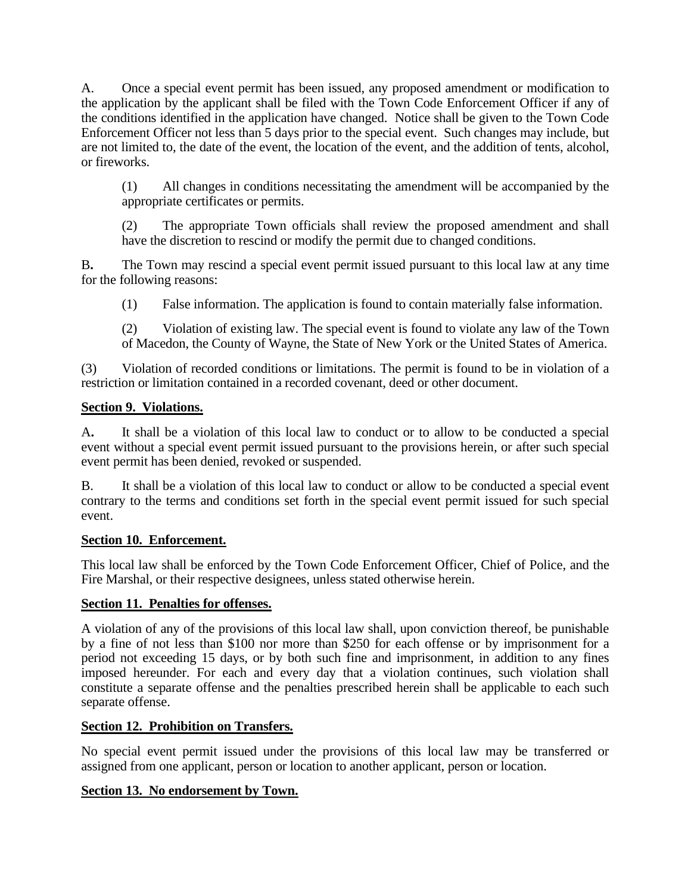A. Once a special event permit has been issued, any proposed amendment or modification to the application by the applicant shall be filed with the Town Code Enforcement Officer if any of the conditions identified in the application have changed. Notice shall be given to the Town Code Enforcement Officer not less than 5 days prior to the special event. Such changes may include, but are not limited to, the date of the event, the location of the event, and the addition of tents, alcohol, or fireworks.

(1) All changes in conditions necessitating the amendment will be accompanied by the appropriate certificates or permits.

(2) The appropriate Town officials shall review the proposed amendment and shall have the discretion to rescind or modify the permit due to changed conditions.

B**.** The Town may rescind a special event permit issued pursuant to this local law at any time for the following reasons:

(1) False information. The application is found to contain materially false information.

(2) Violation of existing law. The special event is found to violate any law of the Town of Macedon, the County of Wayne, the State of New York or the United States of America.

(3) Violation of recorded conditions or limitations. The permit is found to be in violation of a restriction or limitation contained in a recorded covenant, deed or other document.

**<u>Section 9. Violations.</u>**

A**.** It shall be a violation of this local law to conduct or to allow to be conducted a special event without a special event permit issued pursuant to the provisions herein, or after such special event permit has been denied, revoked or suspended.

B. It shall be a violation of this local law to conduct or allow to be conducted a special event contrary to the terms and conditions set forth in the special event permit issued for such special event.

**<u>Section 10. Enforcement.</u>**

This local law shall be enforced by the Town Code Enforcement Officer, Chief of Police, and the Fire Marshal, or their respective designees, unless stated otherwise herein.

**<u>Section 11. Penalties for offenses.</u>**

A violation of any of the provisions of this local law shall, upon conviction thereof, be punishable by a fine of not less than $100 nor more than $250 for each offense or by imprisonment for a period not exceeding 15 days, or by both such fine and imprisonment, in addition to any fines imposed hereunder. For each and every day that a violation continues, such violation shall constitute a separate offense and the penalties prescribed herein shall be applicable to each such separate offense.

**<u>Section 12. Prohibition on Transfers.</u>**

No special event permit issued under the provisions of this local law may be transferred or assigned from one applicant, person or location to another applicant, person or location.

**<u>Section 13. No endorsement by Town.</u>**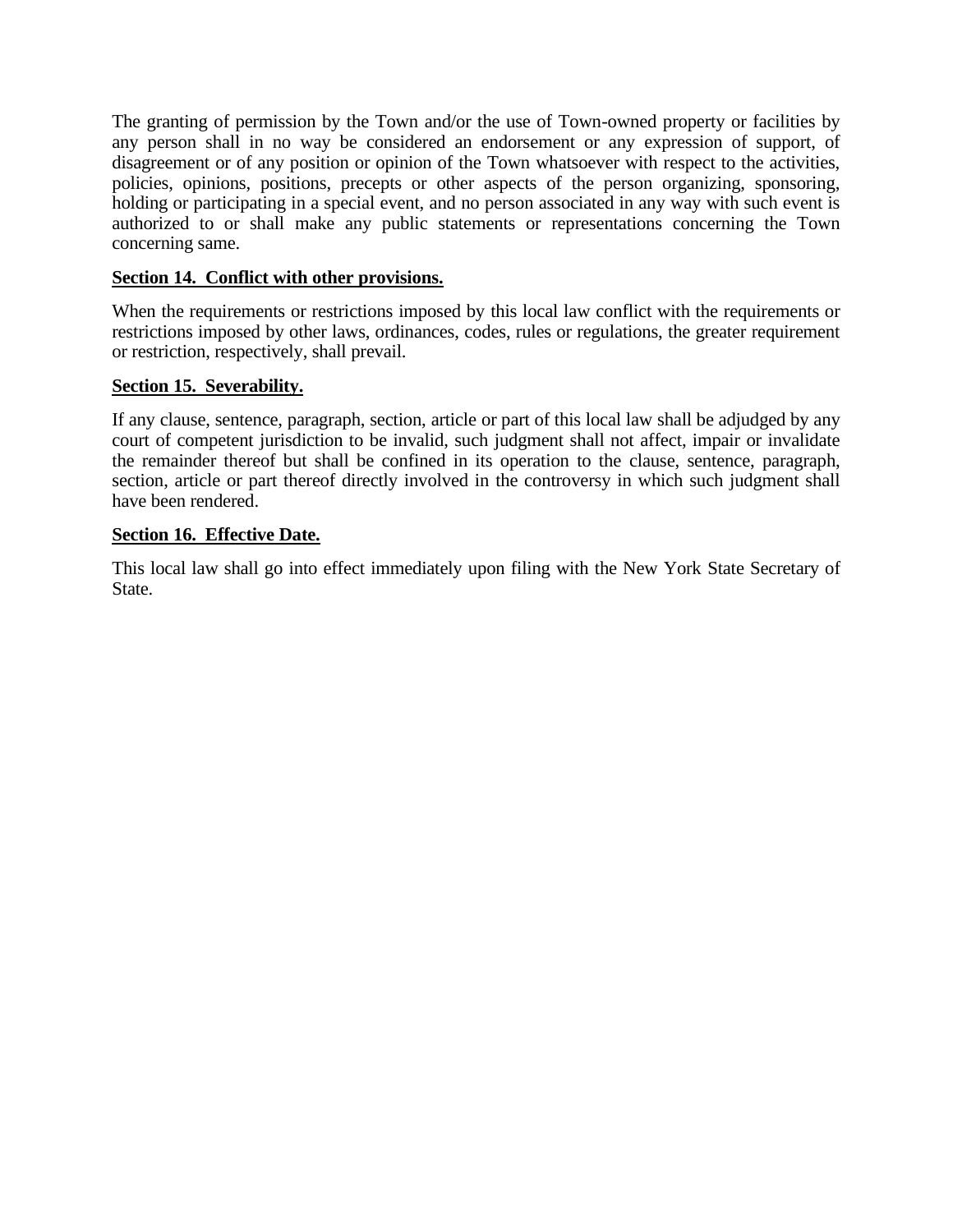The granting of permission by the Town and/or the use of Town-owned property or facilities by any person shall in no way be considered an endorsement or any expression of support, of disagreement or of any position or opinion of the Town whatsoever with respect to the activities, policies, opinions, positions, precepts or other aspects of the person organizing, sponsoring, holding or participating in a special event, and no person associated in any way with such event is authorized to or shall make any public statements or representations concerning the Town concerning same.

**Section 14. Conflict with other provisions.**

When the requirements or restrictions imposed by this local law conflict with the requirements or restrictions imposed by other laws, ordinances, codes, rules or regulations, the greater requirement or restriction, respectively, shall prevail.

**Section 15. Severability.**

If any clause, sentence, paragraph, section, article or part of this local law shall be adjudged by any court of competent jurisdiction to be invalid, such judgment shall not affect, impair or invalidate the remainder thereof but shall be confined in its operation to the clause, sentence, paragraph, section, article or part thereof directly involved in the controversy in which such judgment shall have been rendered.

**Section 16. Effective Date.**

This local law shall go into effect immediately upon filing with the New York State Secretary of State.